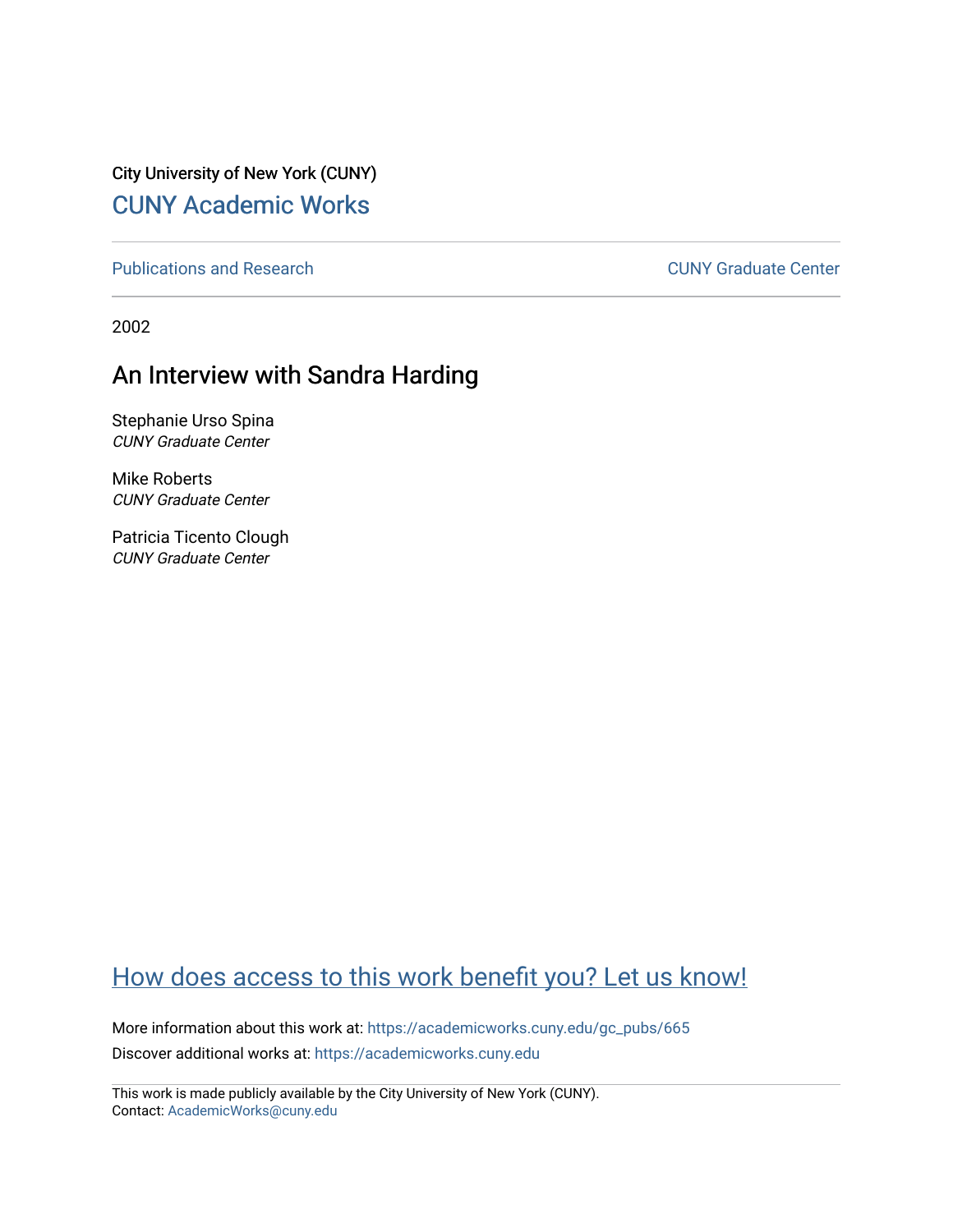City University of New York (CUNY)

## CUNY Academic Works

Publications and Research | CUNY Graduate Center

2002

# An Interview with Sandra Harding

Stephanie Urso Spina
*CUNY Graduate Center*

Mike Roberts
*CUNY Graduate Center*

Patricia Ticento Clough
*CUNY Graduate Center*

How does access to this work benefit you? Let us know!

More information about this work at: https://academicworks.cuny.edu/gc_pubs/665
Discover additional works at: https://academicworks.cuny.edu

This work is made publicly available by the City University of New York (CUNY).
Contact: AcademicWorks@cuny.edu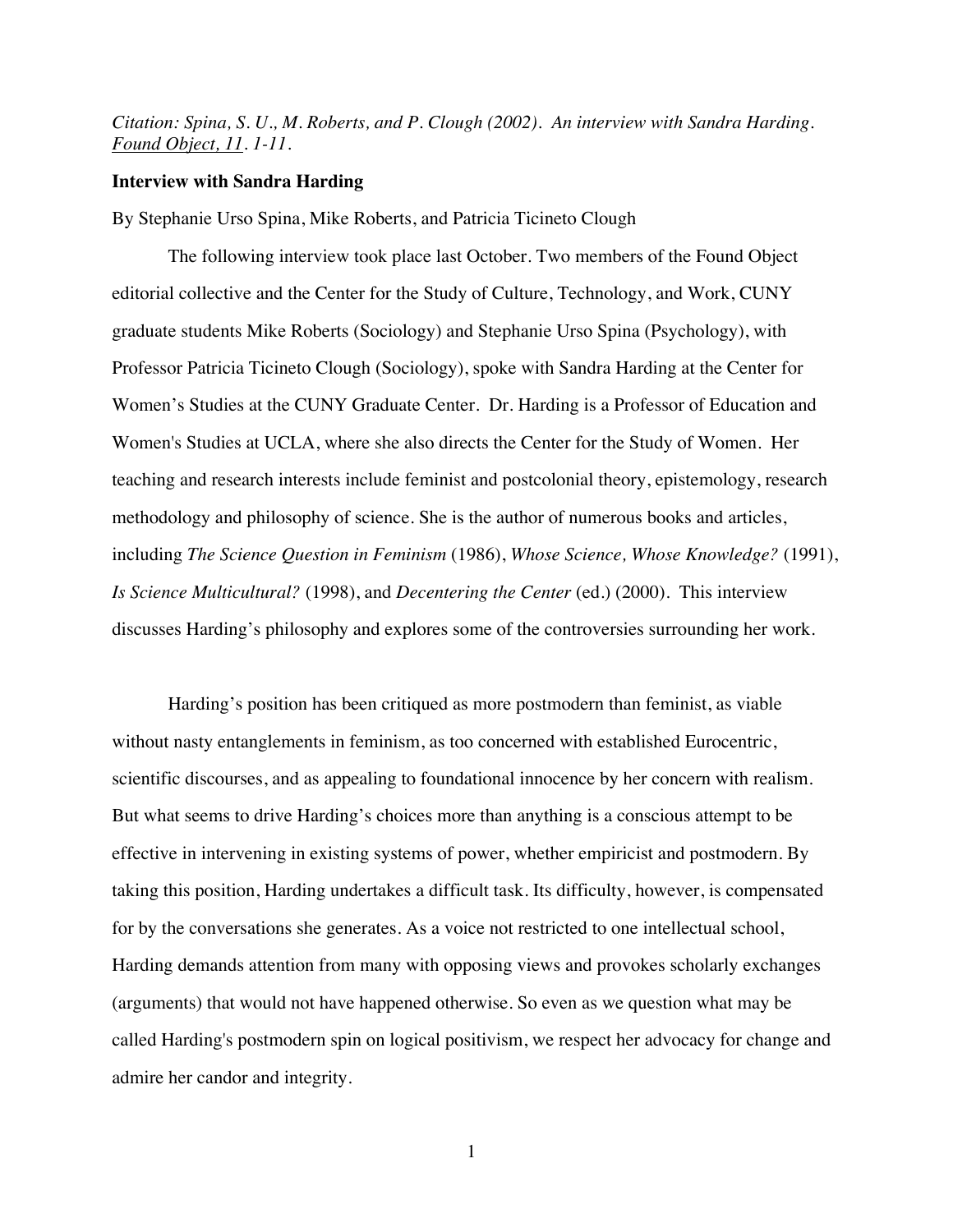*Citation: Spina, S. U., M. Roberts, and P. Clough (2002). An interview with Sandra Harding. Found Object, 11. 1-11.*

**Interview with Sandra Harding**

By Stephanie Urso Spina, Mike Roberts, and Patricia Ticineto Clough

The following interview took place last October. Two members of the Found Object editorial collective and the Center for the Study of Culture, Technology, and Work, CUNY graduate students Mike Roberts (Sociology) and Stephanie Urso Spina (Psychology), with Professor Patricia Ticineto Clough (Sociology), spoke with Sandra Harding at the Center for Women's Studies at the CUNY Graduate Center. Dr. Harding is a Professor of Education and Women's Studies at UCLA, where she also directs the Center for the Study of Women. Her teaching and research interests include feminist and postcolonial theory, epistemology, research methodology and philosophy of science. She is the author of numerous books and articles, including *The Science Question in Feminism* (1986), *Whose Science, Whose Knowledge?* (1991), *Is Science Multicultural?* (1998), and *Decentering the Center* (ed.) (2000). This interview discusses Harding's philosophy and explores some of the controversies surrounding her work.

Harding's position has been critiqued as more postmodern than feminist, as viable without nasty entanglements in feminism, as too concerned with established Eurocentric, scientific discourses, and as appealing to foundational innocence by her concern with realism. But what seems to drive Harding's choices more than anything is a conscious attempt to be effective in intervening in existing systems of power, whether empiricist and postmodern. By taking this position, Harding undertakes a difficult task. Its difficulty, however, is compensated for by the conversations she generates. As a voice not restricted to one intellectual school, Harding demands attention from many with opposing views and provokes scholarly exchanges (arguments) that would not have happened otherwise. So even as we question what may be called Harding's postmodern spin on logical positivism, we respect her advocacy for change and admire her candor and integrity.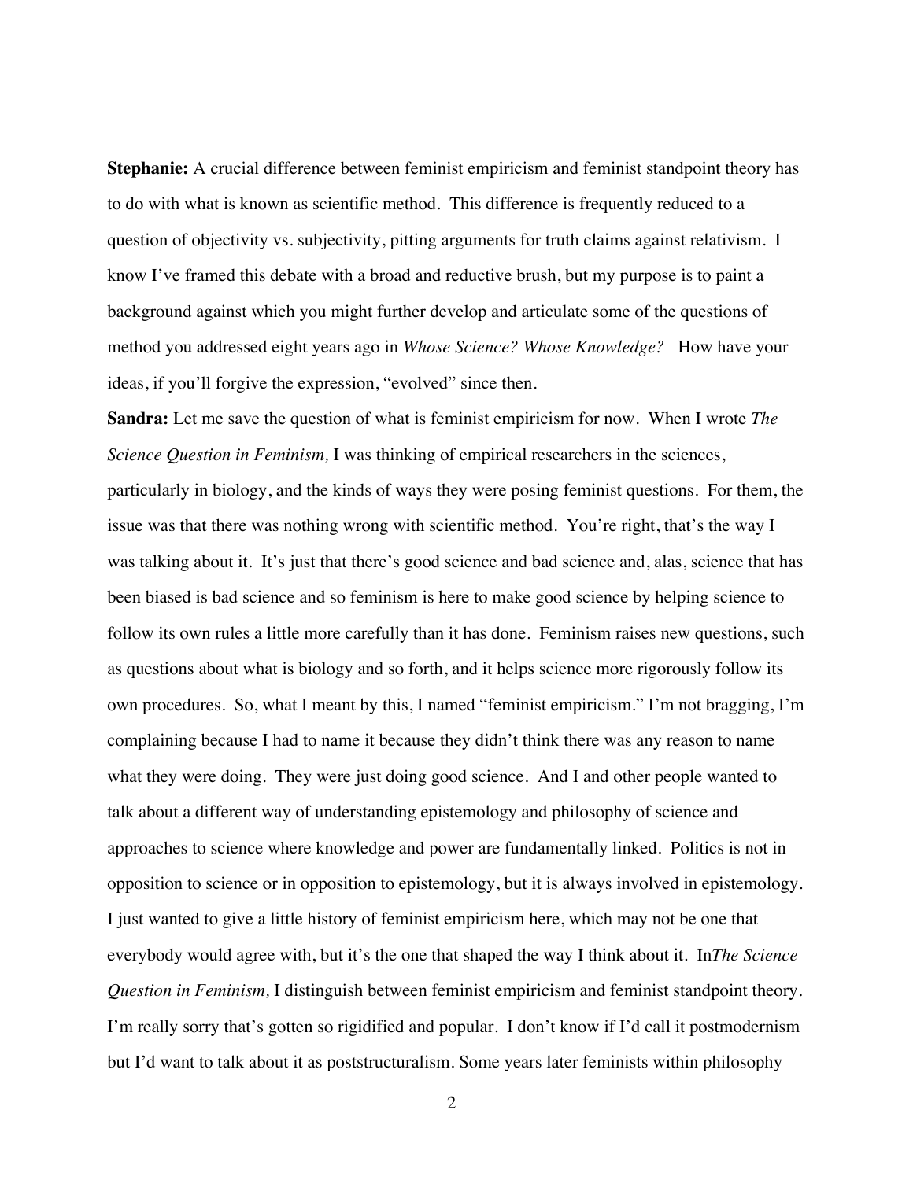**Stephanie:** A crucial difference between feminist empiricism and feminist standpoint theory has to do with what is known as scientific method. This difference is frequently reduced to a question of objectivity vs. subjectivity, pitting arguments for truth claims against relativism. I know I've framed this debate with a broad and reductive brush, but my purpose is to paint a background against which you might further develop and articulate some of the questions of method you addressed eight years ago in *Whose Science? Whose Knowledge?* How have your ideas, if you'll forgive the expression, "evolved" since then.

**Sandra:** Let me save the question of what is feminist empiricism for now. When I wrote *The Science Question in Feminism,* I was thinking of empirical researchers in the sciences, particularly in biology, and the kinds of ways they were posing feminist questions. For them, the issue was that there was nothing wrong with scientific method. You're right, that's the way I was talking about it. It's just that there's good science and bad science and, alas, science that has been biased is bad science and so feminism is here to make good science by helping science to follow its own rules a little more carefully than it has done. Feminism raises new questions, such as questions about what is biology and so forth, and it helps science more rigorously follow its own procedures. So, what I meant by this, I named "feminist empiricism." I'm not bragging, I'm complaining because I had to name it because they didn't think there was any reason to name what they were doing. They were just doing good science. And I and other people wanted to talk about a different way of understanding epistemology and philosophy of science and approaches to science where knowledge and power are fundamentally linked. Politics is not in opposition to science or in opposition to epistemology, but it is always involved in epistemology. I just wanted to give a little history of feminist empiricism here, which may not be one that everybody would agree with, but it's the one that shaped the way I think about it. In*The Science Question in Feminism,* I distinguish between feminist empiricism and feminist standpoint theory. I'm really sorry that's gotten so rigidified and popular. I don't know if I'd call it postmodernism but I'd want to talk about it as poststructuralism. Some years later feminists within philosophy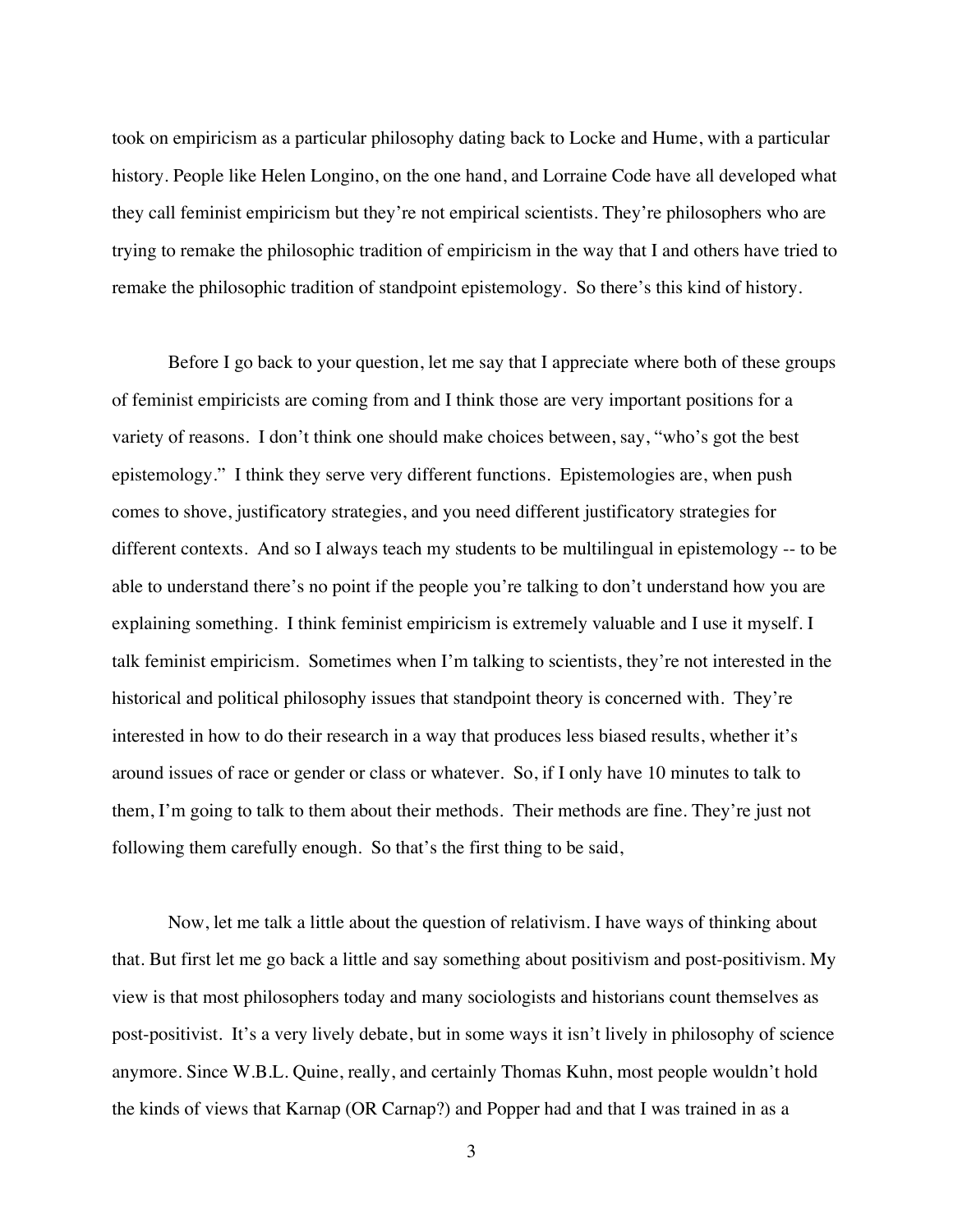took on empiricism as a particular philosophy dating back to Locke and Hume, with a particular history. People like Helen Longino, on the one hand, and Lorraine Code have all developed what they call feminist empiricism but they're not empirical scientists. They're philosophers who are trying to remake the philosophic tradition of empiricism in the way that I and others have tried to remake the philosophic tradition of standpoint epistemology. So there's this kind of history.

Before I go back to your question, let me say that I appreciate where both of these groups of feminist empiricists are coming from and I think those are very important positions for a variety of reasons. I don't think one should make choices between, say, "who's got the best epistemology." I think they serve very different functions. Epistemologies are, when push comes to shove, justificatory strategies, and you need different justificatory strategies for different contexts. And so I always teach my students to be multilingual in epistemology -- to be able to understand there's no point if the people you're talking to don't understand how you are explaining something. I think feminist empiricism is extremely valuable and I use it myself. I talk feminist empiricism. Sometimes when I'm talking to scientists, they're not interested in the historical and political philosophy issues that standpoint theory is concerned with. They're interested in how to do their research in a way that produces less biased results, whether it's around issues of race or gender or class or whatever. So, if I only have 10 minutes to talk to them, I'm going to talk to them about their methods. Their methods are fine. They're just not following them carefully enough. So that's the first thing to be said,

Now, let me talk a little about the question of relativism. I have ways of thinking about that. But first let me go back a little and say something about positivism and post-positivism. My view is that most philosophers today and many sociologists and historians count themselves as post-positivist. It's a very lively debate, but in some ways it isn't lively in philosophy of science anymore. Since W.B.L. Quine, really, and certainly Thomas Kuhn, most people wouldn't hold the kinds of views that Karnap (OR Carnap?) and Popper had and that I was trained in as a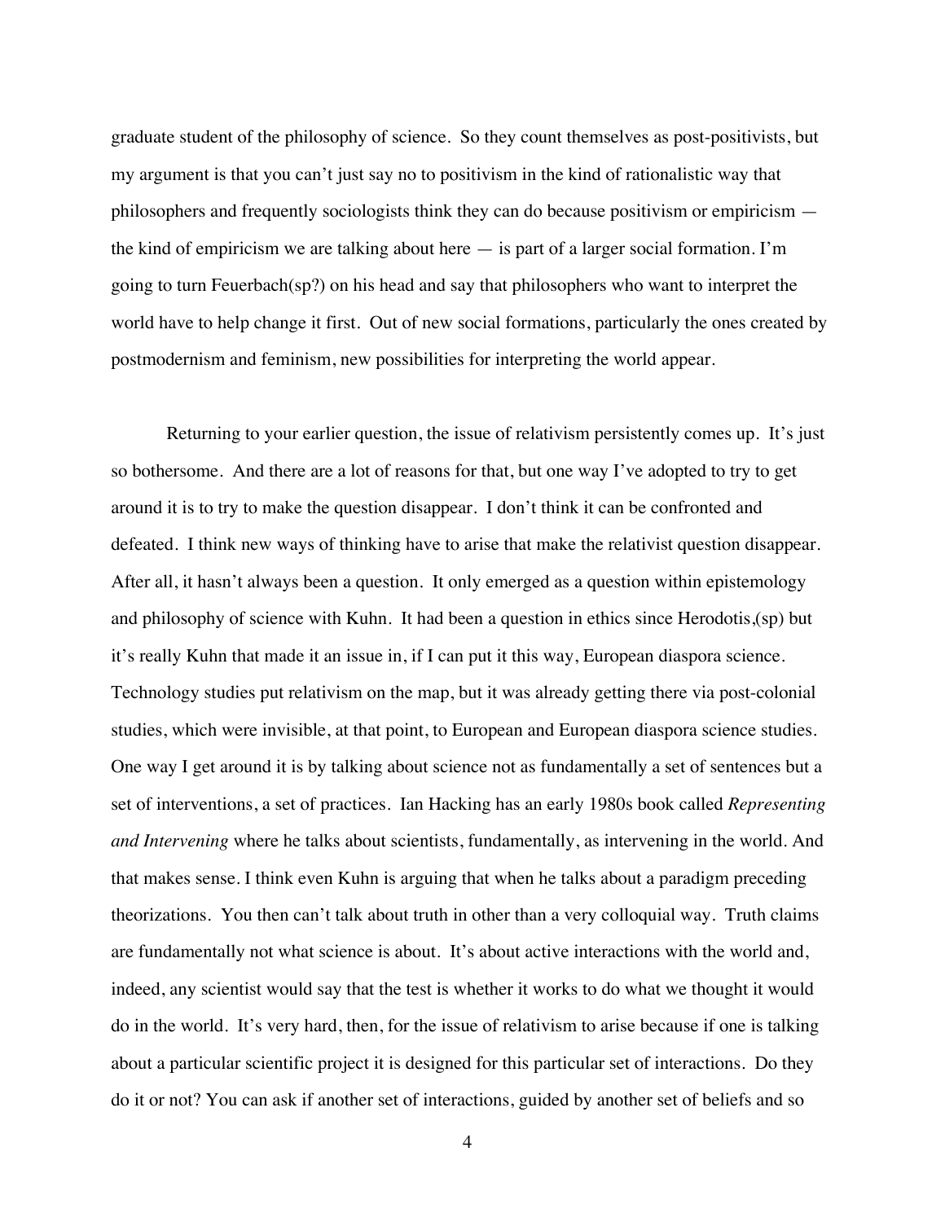graduate student of the philosophy of science. So they count themselves as post-positivists, but my argument is that you can't just say no to positivism in the kind of rationalistic way that philosophers and frequently sociologists think they can do because positivism or empiricism — the kind of empiricism we are talking about here — is part of a larger social formation. I'm going to turn Feuerbach(sp?) on his head and say that philosophers who want to interpret the world have to help change it first. Out of new social formations, particularly the ones created by postmodernism and feminism, new possibilities for interpreting the world appear.

Returning to your earlier question, the issue of relativism persistently comes up. It's just so bothersome. And there are a lot of reasons for that, but one way I've adopted to try to get around it is to try to make the question disappear. I don't think it can be confronted and defeated. I think new ways of thinking have to arise that make the relativist question disappear. After all, it hasn't always been a question. It only emerged as a question within epistemology and philosophy of science with Kuhn. It had been a question in ethics since Herodotis,(sp) but it's really Kuhn that made it an issue in, if I can put it this way, European diaspora science. Technology studies put relativism on the map, but it was already getting there via post-colonial studies, which were invisible, at that point, to European and European diaspora science studies. One way I get around it is by talking about science not as fundamentally a set of sentences but a set of interventions, a set of practices. Ian Hacking has an early 1980s book called *Representing and Intervening* where he talks about scientists, fundamentally, as intervening in the world. And that makes sense. I think even Kuhn is arguing that when he talks about a paradigm preceding theorizations. You then can't talk about truth in other than a very colloquial way. Truth claims are fundamentally not what science is about. It's about active interactions with the world and, indeed, any scientist would say that the test is whether it works to do what we thought it would do in the world. It's very hard, then, for the issue of relativism to arise because if one is talking about a particular scientific project it is designed for this particular set of interactions. Do they do it or not? You can ask if another set of interactions, guided by another set of beliefs and so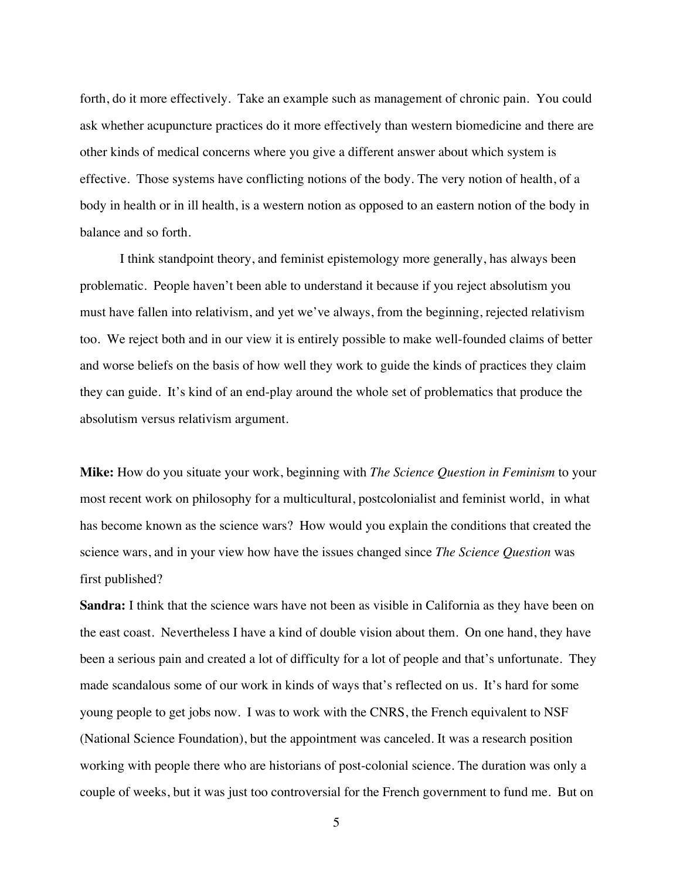forth, do it more effectively. Take an example such as management of chronic pain. You could ask whether acupuncture practices do it more effectively than western biomedicine and there are other kinds of medical concerns where you give a different answer about which system is effective. Those systems have conflicting notions of the body. The very notion of health, of a body in health or in ill health, is a western notion as opposed to an eastern notion of the body in balance and so forth.

I think standpoint theory, and feminist epistemology more generally, has always been problematic. People haven't been able to understand it because if you reject absolutism you must have fallen into relativism, and yet we've always, from the beginning, rejected relativism too. We reject both and in our view it is entirely possible to make well-founded claims of better and worse beliefs on the basis of how well they work to guide the kinds of practices they claim they can guide. It's kind of an end-play around the whole set of problematics that produce the absolutism versus relativism argument.

**Mike:** How do you situate your work, beginning with *The Science Question in Feminism* to your most recent work on philosophy for a multicultural, postcolonialist and feminist world, in what has become known as the science wars? How would you explain the conditions that created the science wars, and in your view how have the issues changed since *The Science Question* was first published?

**Sandra:** I think that the science wars have not been as visible in California as they have been on the east coast. Nevertheless I have a kind of double vision about them. On one hand, they have been a serious pain and created a lot of difficulty for a lot of people and that's unfortunate. They made scandalous some of our work in kinds of ways that's reflected on us. It's hard for some young people to get jobs now. I was to work with the CNRS, the French equivalent to NSF (National Science Foundation), but the appointment was canceled. It was a research position working with people there who are historians of post-colonial science. The duration was only a couple of weeks, but it was just too controversial for the French government to fund me. But on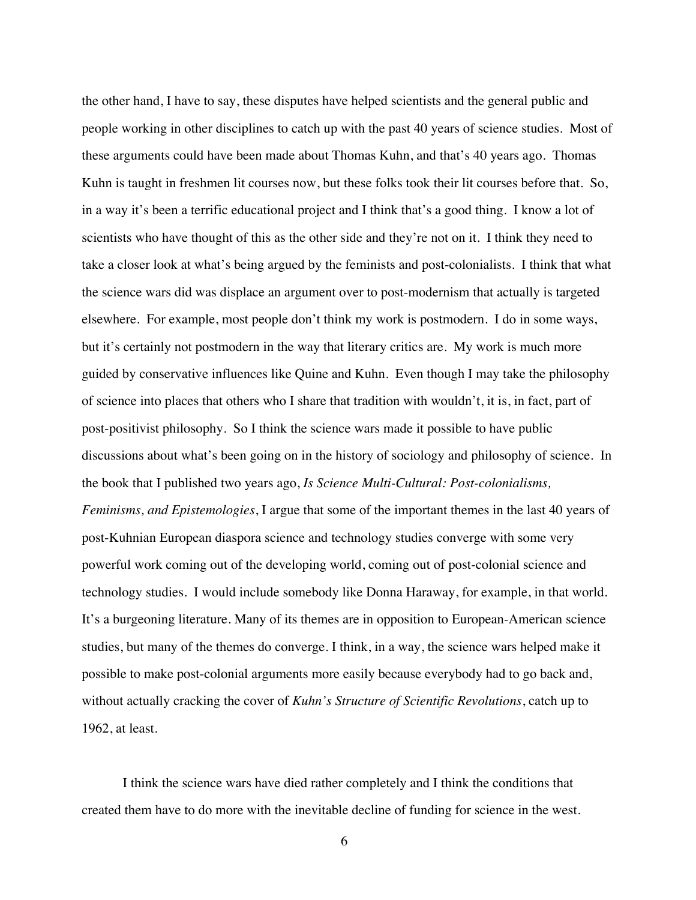the other hand, I have to say, these disputes have helped scientists and the general public and people working in other disciplines to catch up with the past 40 years of science studies. Most of these arguments could have been made about Thomas Kuhn, and that's 40 years ago. Thomas Kuhn is taught in freshmen lit courses now, but these folks took their lit courses before that. So, in a way it's been a terrific educational project and I think that's a good thing. I know a lot of scientists who have thought of this as the other side and they're not on it. I think they need to take a closer look at what's being argued by the feminists and post-colonialists. I think that what the science wars did was displace an argument over to post-modernism that actually is targeted elsewhere. For example, most people don't think my work is postmodern. I do in some ways, but it's certainly not postmodern in the way that literary critics are. My work is much more guided by conservative influences like Quine and Kuhn. Even though I may take the philosophy of science into places that others who I share that tradition with wouldn't, it is, in fact, part of post-positivist philosophy. So I think the science wars made it possible to have public discussions about what's been going on in the history of sociology and philosophy of science. In the book that I published two years ago, ***Is Science Multi-Cultural: Post-colonialisms, Feminisms, and Epistemologies***, I argue that some of the important themes in the last 40 years of post-Kuhnian European diaspora science and technology studies converge with some very powerful work coming out of the developing world, coming out of post-colonial science and technology studies. I would include somebody like Donna Haraway, for example, in that world. It's a burgeoning literature. Many of its themes are in opposition to European-American science studies, but many of the themes do converge. I think, in a way, the science wars helped make it possible to make post-colonial arguments more easily because everybody had to go back and, without actually cracking the cover of *Kuhn's Structure of Scientific Revolutions*, catch up to 1962, at least.

I think the science wars have died rather completely and I think the conditions that created them have to do more with the inevitable decline of funding for science in the west.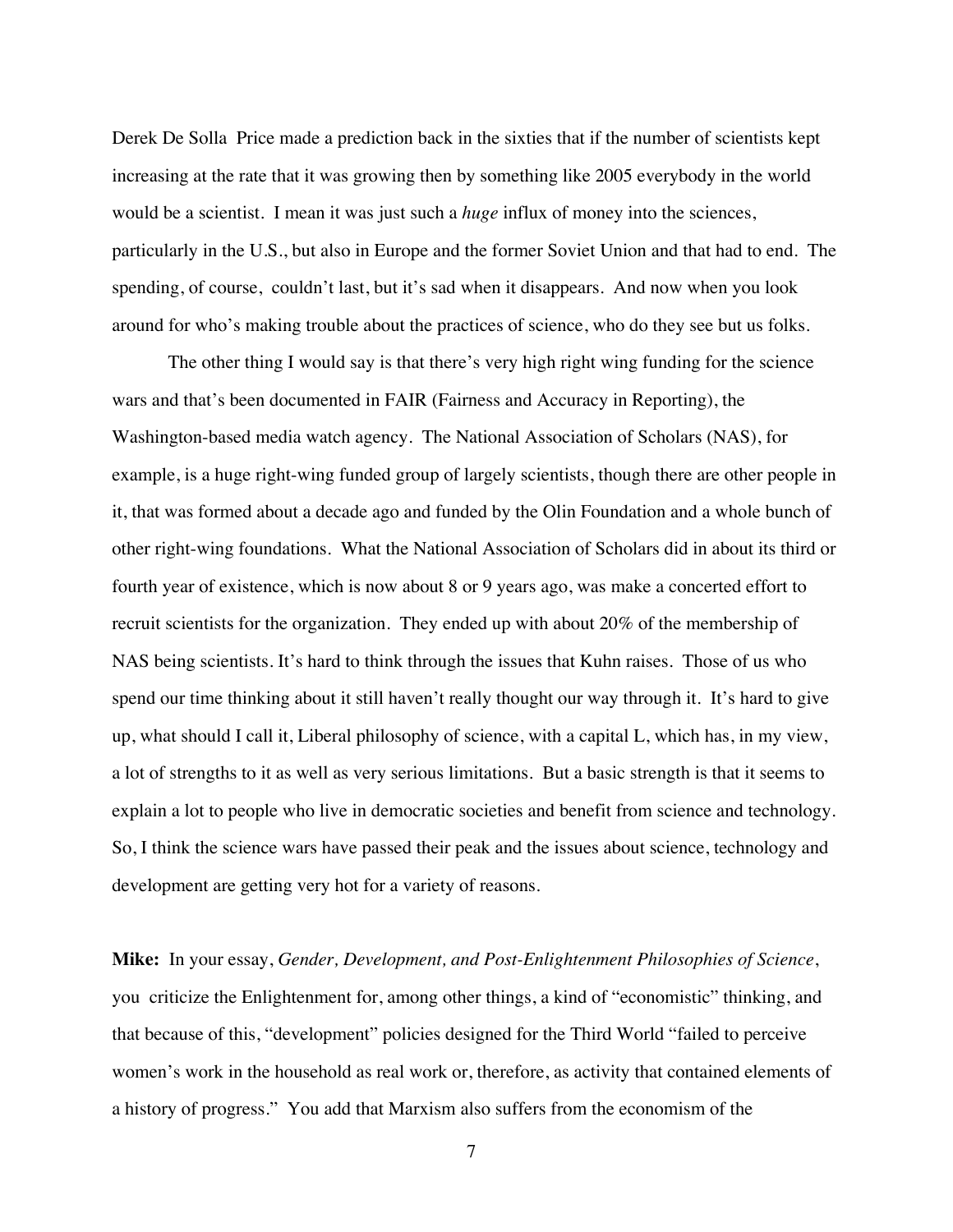Derek De Solla Price made a prediction back in the sixties that if the number of scientists kept increasing at the rate that it was growing then by something like 2005 everybody in the world would be a scientist. I mean it was just such a *huge* influx of money into the sciences, particularly in the U.S., but also in Europe and the former Soviet Union and that had to end. The spending, of course, couldn't last, but it's sad when it disappears. And now when you look around for who's making trouble about the practices of science, who do they see but us folks.

The other thing I would say is that there's very high right wing funding for the science wars and that's been documented in FAIR (Fairness and Accuracy in Reporting), the Washington-based media watch agency. The National Association of Scholars (NAS), for example, is a huge right-wing funded group of largely scientists, though there are other people in it, that was formed about a decade ago and funded by the Olin Foundation and a whole bunch of other right-wing foundations. What the National Association of Scholars did in about its third or fourth year of existence, which is now about 8 or 9 years ago, was make a concerted effort to recruit scientists for the organization. They ended up with about 20% of the membership of NAS being scientists. It's hard to think through the issues that Kuhn raises. Those of us who spend our time thinking about it still haven't really thought our way through it. It's hard to give up, what should I call it, Liberal philosophy of science, with a capital L, which has, in my view, a lot of strengths to it as well as very serious limitations. But a basic strength is that it seems to explain a lot to people who live in democratic societies and benefit from science and technology. So, I think the science wars have passed their peak and the issues about science, technology and development are getting very hot for a variety of reasons.

**Mike:** In your essay, *Gender, Development, and Post-Enlightenment Philosophies of Science*, you criticize the Enlightenment for, among other things, a kind of "economistic" thinking, and that because of this, "development" policies designed for the Third World "failed to perceive women's work in the household as real work or, therefore, as activity that contained elements of a history of progress." You add that Marxism also suffers from the economism of the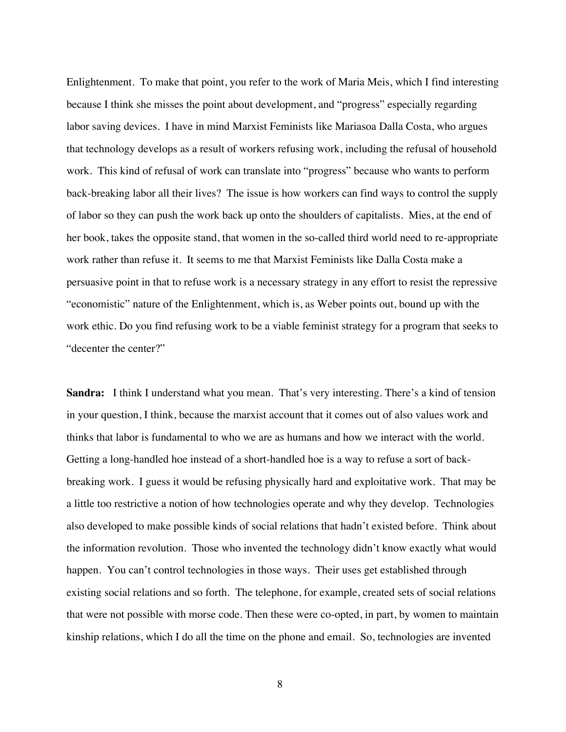Enlightenment. To make that point, you refer to the work of Maria Meis, which I find interesting because I think she misses the point about development, and "progress" especially regarding labor saving devices. I have in mind Marxist Feminists like Mariasoa Dalla Costa, who argues that technology develops as a result of workers refusing work, including the refusal of household work. This kind of refusal of work can translate into "progress" because who wants to perform back-breaking labor all their lives? The issue is how workers can find ways to control the supply of labor so they can push the work back up onto the shoulders of capitalists. Mies, at the end of her book, takes the opposite stand, that women in the so-called third world need to re-appropriate work rather than refuse it. It seems to me that Marxist Feminists like Dalla Costa make a persuasive point in that to refuse work is a necessary strategy in any effort to resist the repressive "economistic" nature of the Enlightenment, which is, as Weber points out, bound up with the work ethic. Do you find refusing work to be a viable feminist strategy for a program that seeks to "decenter the center?"

**Sandra:** I think I understand what you mean. That's very interesting. There's a kind of tension in your question, I think, because the marxist account that it comes out of also values work and thinks that labor is fundamental to who we are as humans and how we interact with the world. Getting a long-handled hoe instead of a short-handled hoe is a way to refuse a sort of back-breaking work. I guess it would be refusing physically hard and exploitative work. That may be a little too restrictive a notion of how technologies operate and why they develop. Technologies also developed to make possible kinds of social relations that hadn't existed before. Think about the information revolution. Those who invented the technology didn't know exactly what would happen. You can't control technologies in those ways. Their uses get established through existing social relations and so forth. The telephone, for example, created sets of social relations that were not possible with morse code. Then these were co-opted, in part, by women to maintain kinship relations, which I do all the time on the phone and email. So, technologies are invented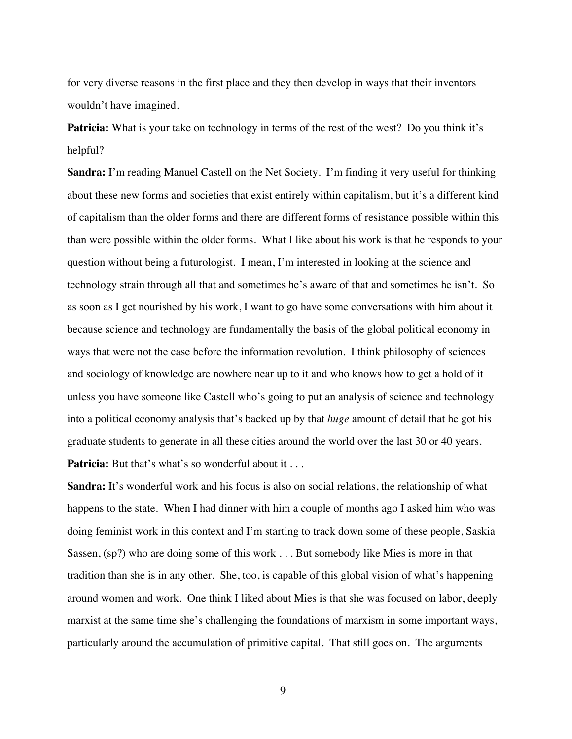for very diverse reasons in the first place and they then develop in ways that their inventors wouldn't have imagined.

**Patricia:** What is your take on technology in terms of the rest of the west? Do you think it's helpful?

**Sandra:** I'm reading Manuel Castell on the Net Society. I'm finding it very useful for thinking about these new forms and societies that exist entirely within capitalism, but it's a different kind of capitalism than the older forms and there are different forms of resistance possible within this than were possible within the older forms. What I like about his work is that he responds to your question without being a futurologist. I mean, I'm interested in looking at the science and technology strain through all that and sometimes he's aware of that and sometimes he isn't. So as soon as I get nourished by his work, I want to go have some conversations with him about it because science and technology are fundamentally the basis of the global political economy in ways that were not the case before the information revolution. I think philosophy of sciences and sociology of knowledge are nowhere near up to it and who knows how to get a hold of it unless you have someone like Castell who's going to put an analysis of science and technology into a political economy analysis that's backed up by that *huge* amount of detail that he got his graduate students to generate in all these cities around the world over the last 30 or 40 years.

**Patricia:** But that's what's so wonderful about it . . .

**Sandra:** It's wonderful work and his focus is also on social relations, the relationship of what happens to the state. When I had dinner with him a couple of months ago I asked him who was doing feminist work in this context and I'm starting to track down some of these people, Saskia Sassen, (sp?) who are doing some of this work . . . But somebody like Mies is more in that tradition than she is in any other. She, too, is capable of this global vision of what's happening around women and work. One think I liked about Mies is that she was focused on labor, deeply marxist at the same time she's challenging the foundations of marxism in some important ways, particularly around the accumulation of primitive capital. That still goes on. The arguments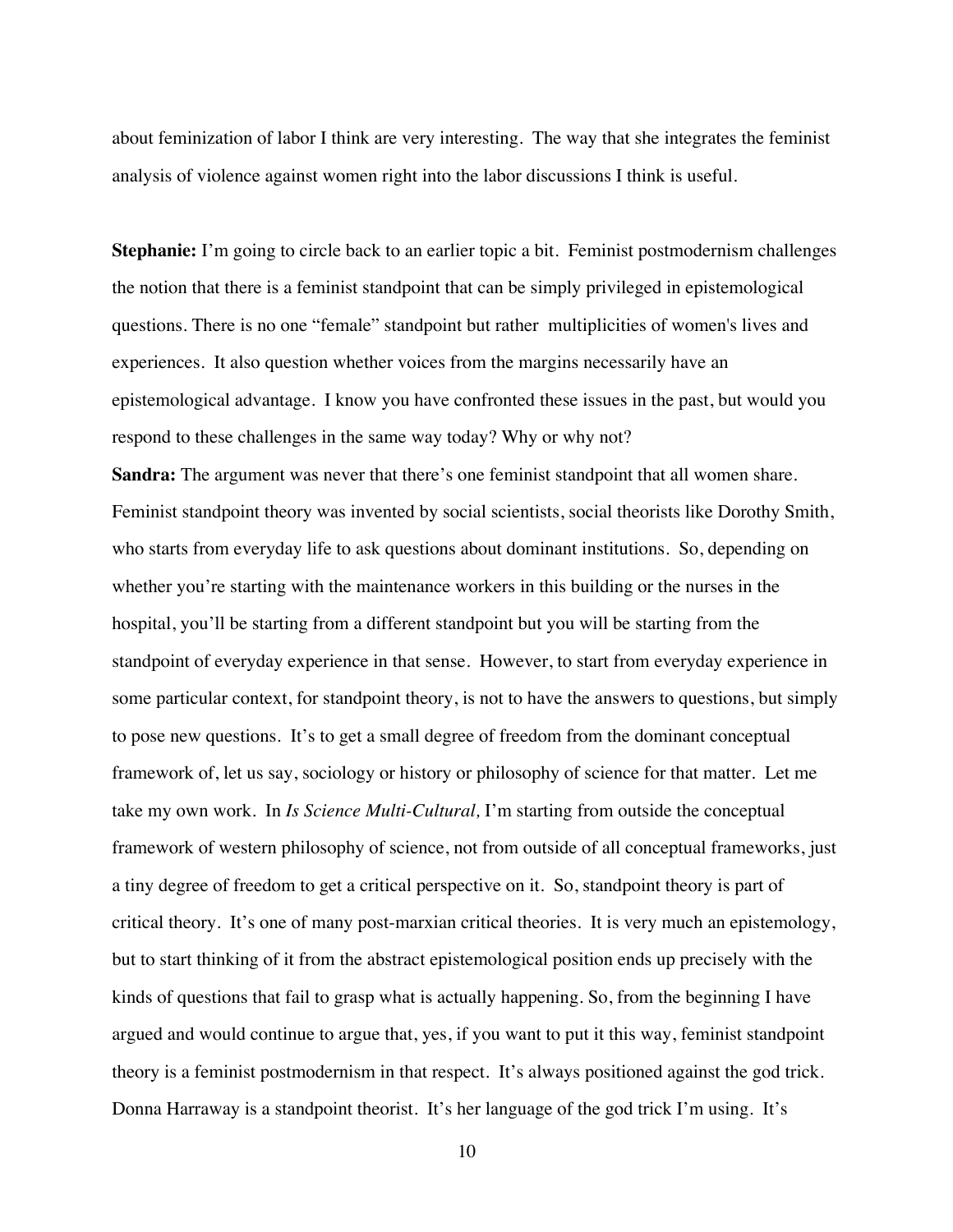about feminization of labor I think are very interesting. The way that she integrates the feminist analysis of violence against women right into the labor discussions I think is useful.

**Stephanie:** I'm going to circle back to an earlier topic a bit. Feminist postmodernism challenges the notion that there is a feminist standpoint that can be simply privileged in epistemological questions. There is no one "female" standpoint but rather multiplicities of women's lives and experiences. It also question whether voices from the margins necessarily have an epistemological advantage. I know you have confronted these issues in the past, but would you respond to these challenges in the same way today? Why or why not?

**Sandra:** The argument was never that there's one feminist standpoint that all women share. Feminist standpoint theory was invented by social scientists, social theorists like Dorothy Smith, who starts from everyday life to ask questions about dominant institutions. So, depending on whether you're starting with the maintenance workers in this building or the nurses in the hospital, you'll be starting from a different standpoint but you will be starting from the standpoint of everyday experience in that sense. However, to start from everyday experience in some particular context, for standpoint theory, is not to have the answers to questions, but simply to pose new questions. It's to get a small degree of freedom from the dominant conceptual framework of, let us say, sociology or history or philosophy of science for that matter. Let me take my own work. In *Is Science Multi-Cultural,* I'm starting from outside the conceptual framework of western philosophy of science, not from outside of all conceptual frameworks, just a tiny degree of freedom to get a critical perspective on it. So, standpoint theory is part of critical theory. It's one of many post-marxian critical theories. It is very much an epistemology, but to start thinking of it from the abstract epistemological position ends up precisely with the kinds of questions that fail to grasp what is actually happening. So, from the beginning I have argued and would continue to argue that, yes, if you want to put it this way, feminist standpoint theory is a feminist postmodernism in that respect. It's always positioned against the god trick. Donna Harraway is a standpoint theorist. It's her language of the god trick I'm using. It's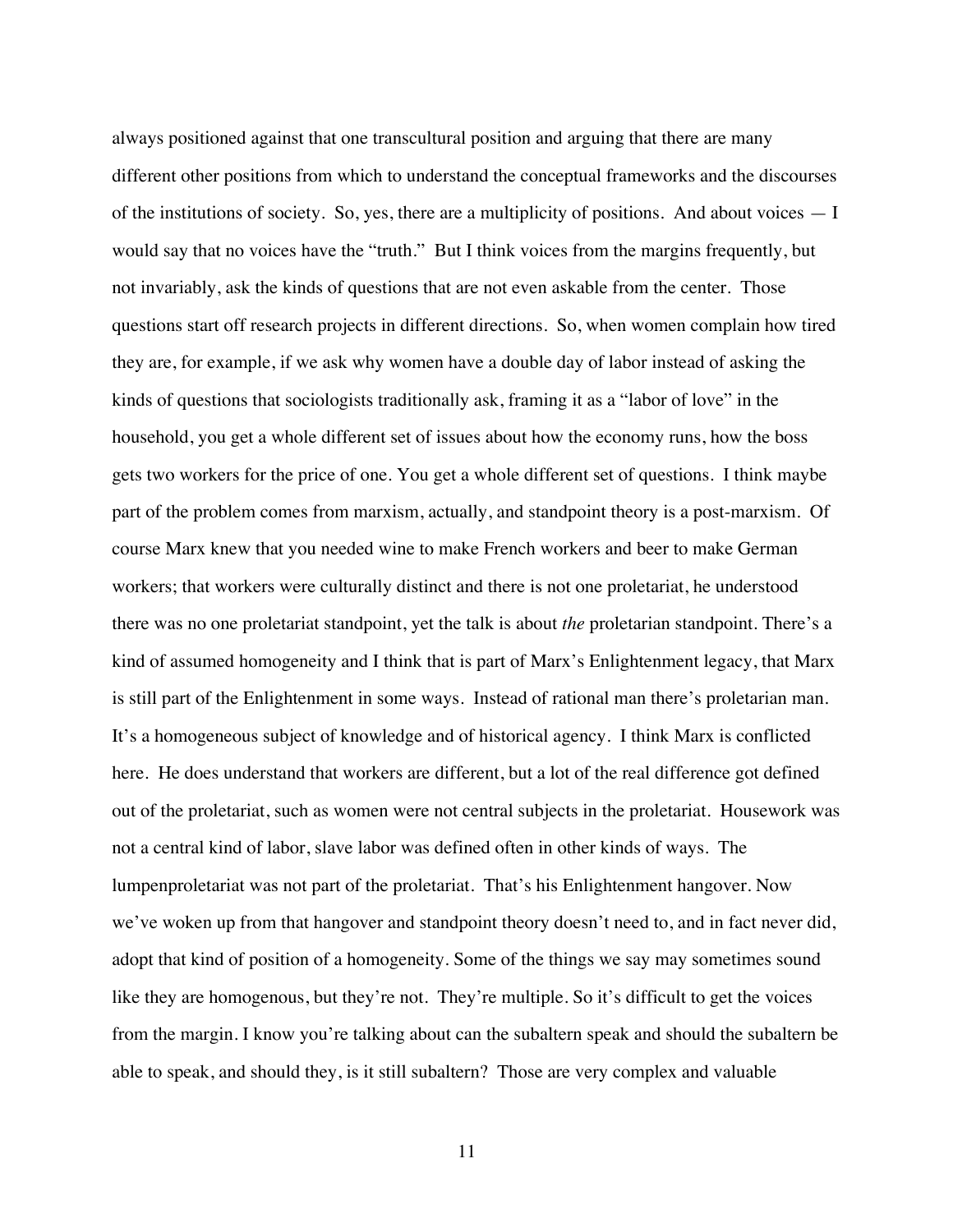always positioned against that one transcultural position and arguing that there are many different other positions from which to understand the conceptual frameworks and the discourses of the institutions of society. So, yes, there are a multiplicity of positions. And about voices — I would say that no voices have the "truth." But I think voices from the margins frequently, but not invariably, ask the kinds of questions that are not even askable from the center. Those questions start off research projects in different directions. So, when women complain how tired they are, for example, if we ask why women have a double day of labor instead of asking the kinds of questions that sociologists traditionally ask, framing it as a "labor of love" in the household, you get a whole different set of issues about how the economy runs, how the boss gets two workers for the price of one. You get a whole different set of questions. I think maybe part of the problem comes from marxism, actually, and standpoint theory is a post-marxism. Of course Marx knew that you needed wine to make French workers and beer to make German workers; that workers were culturally distinct and there is not one proletariat, he understood there was no one proletariat standpoint, yet the talk is about *the* proletarian standpoint. There's a kind of assumed homogeneity and I think that is part of Marx's Enlightenment legacy, that Marx is still part of the Enlightenment in some ways. Instead of rational man there's proletarian man. It's a homogeneous subject of knowledge and of historical agency. I think Marx is conflicted here. He does understand that workers are different, but a lot of the real difference got defined out of the proletariat, such as women were not central subjects in the proletariat. Housework was not a central kind of labor, slave labor was defined often in other kinds of ways. The lumpenproletariat was not part of the proletariat. That's his Enlightenment hangover. Now we've woken up from that hangover and standpoint theory doesn't need to, and in fact never did, adopt that kind of position of a homogeneity. Some of the things we say may sometimes sound like they are homogenous, but they're not. They're multiple. So it's difficult to get the voices from the margin. I know you're talking about can the subaltern speak and should the subaltern be able to speak, and should they, is it still subaltern? Those are very complex and valuable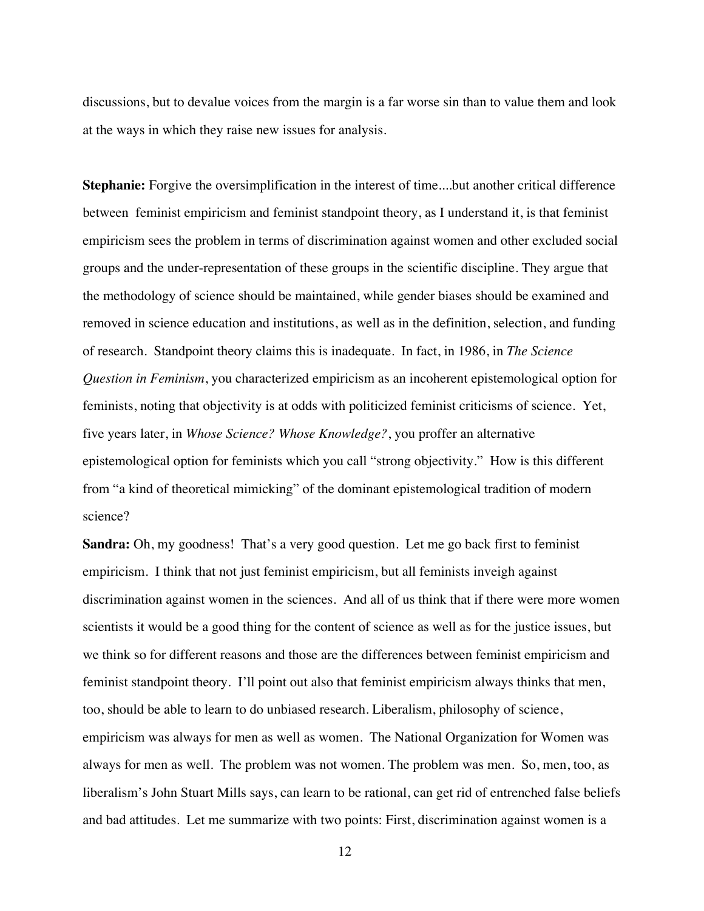discussions, but to devalue voices from the margin is a far worse sin than to value them and look at the ways in which they raise new issues for analysis.

**Stephanie:** Forgive the oversimplification in the interest of time....but another critical difference between feminist empiricism and feminist standpoint theory, as I understand it, is that feminist empiricism sees the problem in terms of discrimination against women and other excluded social groups and the under-representation of these groups in the scientific discipline. They argue that the methodology of science should be maintained, while gender biases should be examined and removed in science education and institutions, as well as in the definition, selection, and funding of research. Standpoint theory claims this is inadequate. In fact, in 1986, in *The Science Question in Feminism*, you characterized empiricism as an incoherent epistemological option for feminists, noting that objectivity is at odds with politicized feminist criticisms of science. Yet, five years later, in *Whose Science? Whose Knowledge?*, you proffer an alternative epistemological option for feminists which you call "strong objectivity." How is this different from "a kind of theoretical mimicking" of the dominant epistemological tradition of modern science?

**Sandra:** Oh, my goodness! That's a very good question. Let me go back first to feminist empiricism. I think that not just feminist empiricism, but all feminists inveigh against discrimination against women in the sciences. And all of us think that if there were more women scientists it would be a good thing for the content of science as well as for the justice issues, but we think so for different reasons and those are the differences between feminist empiricism and feminist standpoint theory. I'll point out also that feminist empiricism always thinks that men, too, should be able to learn to do unbiased research. Liberalism, philosophy of science, empiricism was always for men as well as women. The National Organization for Women was always for men as well. The problem was not women. The problem was men. So, men, too, as liberalism's John Stuart Mills says, can learn to be rational, can get rid of entrenched false beliefs and bad attitudes. Let me summarize with two points: First, discrimination against women is a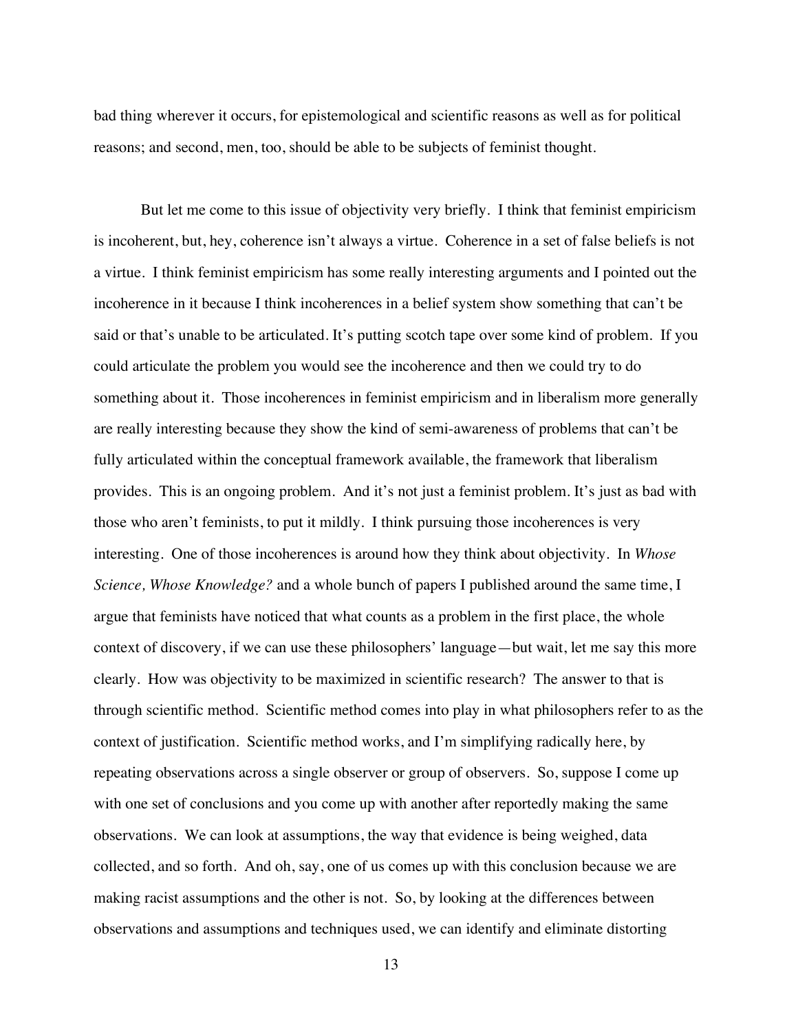bad thing wherever it occurs, for epistemological and scientific reasons as well as for political reasons; and second, men, too, should be able to be subjects of feminist thought.

But let me come to this issue of objectivity very briefly. I think that feminist empiricism is incoherent, but, hey, coherence isn't always a virtue. Coherence in a set of false beliefs is not a virtue. I think feminist empiricism has some really interesting arguments and I pointed out the incoherence in it because I think incoherences in a belief system show something that can't be said or that's unable to be articulated. It's putting scotch tape over some kind of problem. If you could articulate the problem you would see the incoherence and then we could try to do something about it. Those incoherences in feminist empiricism and in liberalism more generally are really interesting because they show the kind of semi-awareness of problems that can't be fully articulated within the conceptual framework available, the framework that liberalism provides. This is an ongoing problem. And it's not just a feminist problem. It's just as bad with those who aren't feminists, to put it mildly. I think pursuing those incoherences is very interesting. One of those incoherences is around how they think about objectivity. In *Whose Science, Whose Knowledge?* and a whole bunch of papers I published around the same time, I argue that feminists have noticed that what counts as a problem in the first place, the whole context of discovery, if we can use these philosophers' language—but wait, let me say this more clearly. How was objectivity to be maximized in scientific research? The answer to that is through scientific method. Scientific method comes into play in what philosophers refer to as the context of justification. Scientific method works, and I'm simplifying radically here, by repeating observations across a single observer or group of observers. So, suppose I come up with one set of conclusions and you come up with another after reportedly making the same observations. We can look at assumptions, the way that evidence is being weighed, data collected, and so forth. And oh, say, one of us comes up with this conclusion because we are making racist assumptions and the other is not. So, by looking at the differences between observations and assumptions and techniques used, we can identify and eliminate distorting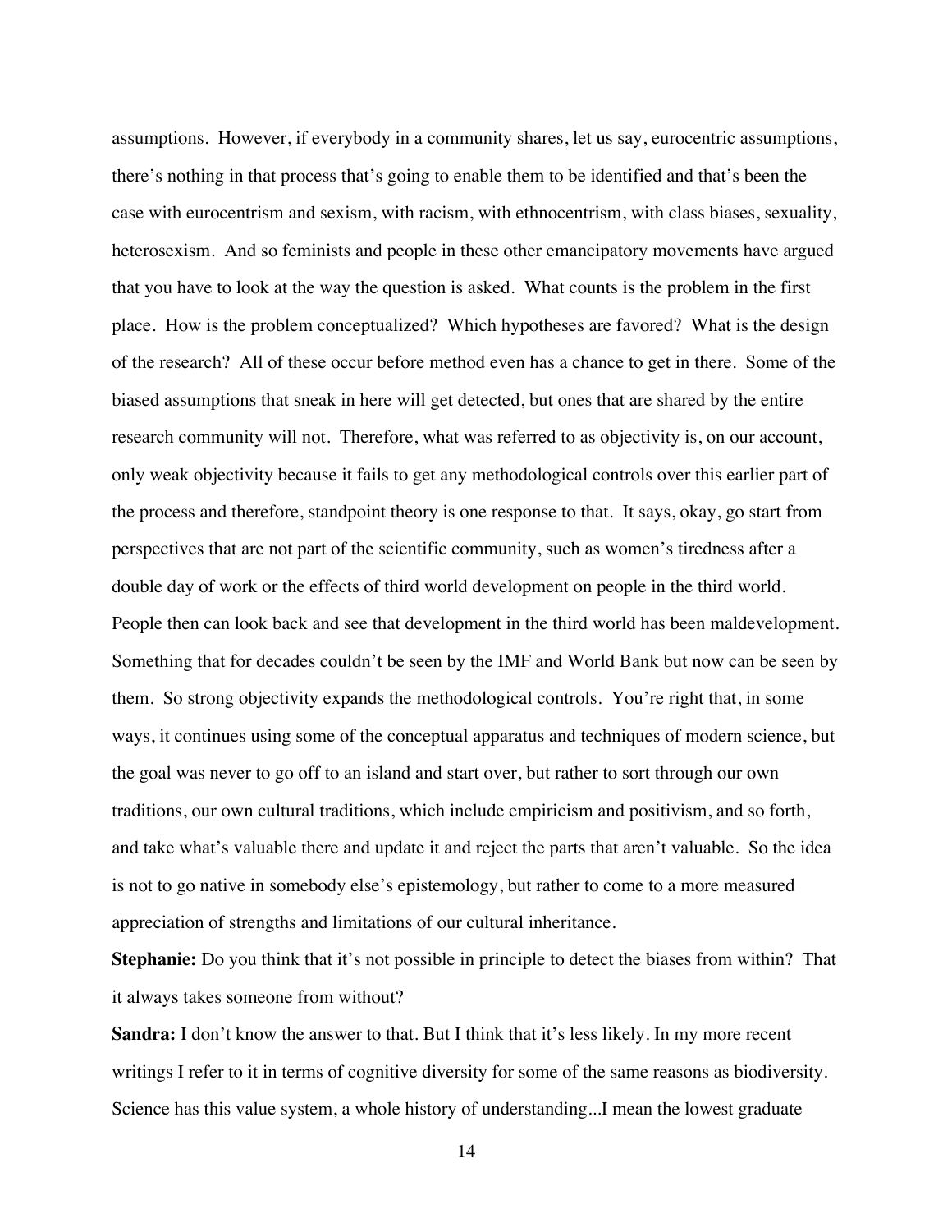assumptions. However, if everybody in a community shares, let us say, eurocentric assumptions, there's nothing in that process that's going to enable them to be identified and that's been the case with eurocentrism and sexism, with racism, with ethnocentrism, with class biases, sexuality, heterosexism. And so feminists and people in these other emancipatory movements have argued that you have to look at the way the question is asked. What counts is the problem in the first place. How is the problem conceptualized? Which hypotheses are favored? What is the design of the research? All of these occur before method even has a chance to get in there. Some of the biased assumptions that sneak in here will get detected, but ones that are shared by the entire research community will not. Therefore, what was referred to as objectivity is, on our account, only weak objectivity because it fails to get any methodological controls over this earlier part of the process and therefore, standpoint theory is one response to that. It says, okay, go start from perspectives that are not part of the scientific community, such as women's tiredness after a double day of work or the effects of third world development on people in the third world. People then can look back and see that development in the third world has been maldevelopment. Something that for decades couldn't be seen by the IMF and World Bank but now can be seen by them. So strong objectivity expands the methodological controls. You're right that, in some ways, it continues using some of the conceptual apparatus and techniques of modern science, but the goal was never to go off to an island and start over, but rather to sort through our own traditions, our own cultural traditions, which include empiricism and positivism, and so forth, and take what's valuable there and update it and reject the parts that aren't valuable. So the idea is not to go native in somebody else's epistemology, but rather to come to a more measured appreciation of strengths and limitations of our cultural inheritance.

**Stephanie:** Do you think that it's not possible in principle to detect the biases from within? That it always takes someone from without?

**Sandra:** I don't know the answer to that. But I think that it's less likely. In my more recent writings I refer to it in terms of cognitive diversity for some of the same reasons as biodiversity. Science has this value system, a whole history of understanding...I mean the lowest graduate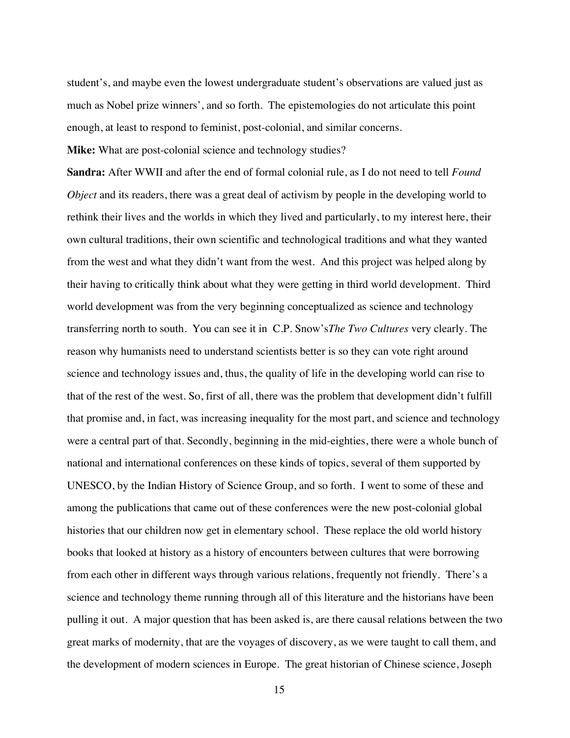student's, and maybe even the lowest undergraduate student's observations are valued just as much as Nobel prize winners', and so forth. The epistemologies do not articulate this point enough, at least to respond to feminist, post-colonial, and similar concerns.

**Mike:** What are post-colonial science and technology studies?

**Sandra:** After WWII and after the end of formal colonial rule, as I do not need to tell *Found Object* and its readers, there was a great deal of activism by people in the developing world to rethink their lives and the worlds in which they lived and particularly, to my interest here, their own cultural traditions, their own scientific and technological traditions and what they wanted from the west and what they didn't want from the west. And this project was helped along by their having to critically think about what they were getting in third world development. Third world development was from the very beginning conceptualized as science and technology transferring north to south. You can see it in C.P. Snow's*The Two Cultures* very clearly. The reason why humanists need to understand scientists better is so they can vote right around science and technology issues and, thus, the quality of life in the developing world can rise to that of the rest of the west. So, first of all, there was the problem that development didn't fulfill that promise and, in fact, was increasing inequality for the most part, and science and technology were a central part of that. Secondly, beginning in the mid-eighties, there were a whole bunch of national and international conferences on these kinds of topics, several of them supported by UNESCO, by the Indian History of Science Group, and so forth. I went to some of these and among the publications that came out of these conferences were the new post-colonial global histories that our children now get in elementary school. These replace the old world history books that looked at history as a history of encounters between cultures that were borrowing from each other in different ways through various relations, frequently not friendly. There's a science and technology theme running through all of this literature and the historians have been pulling it out. A major question that has been asked is, are there causal relations between the two great marks of modernity, that are the voyages of discovery, as we were taught to call them, and the development of modern sciences in Europe. The great historian of Chinese science, Joseph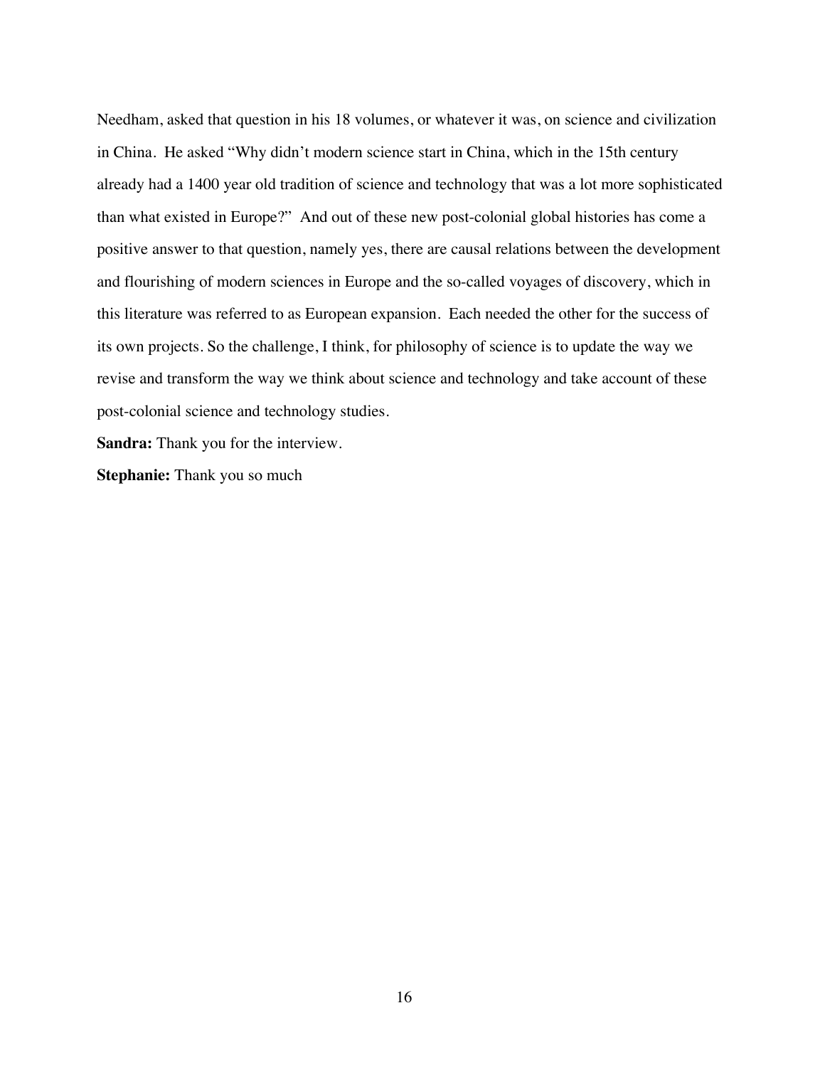Needham, asked that question in his 18 volumes, or whatever it was, on science and civilization in China. He asked "Why didn't modern science start in China, which in the 15th century already had a 1400 year old tradition of science and technology that was a lot more sophisticated than what existed in Europe?" And out of these new post-colonial global histories has come a positive answer to that question, namely yes, there are causal relations between the development and flourishing of modern sciences in Europe and the so-called voyages of discovery, which in this literature was referred to as European expansion. Each needed the other for the success of its own projects. So the challenge, I think, for philosophy of science is to update the way we revise and transform the way we think about science and technology and take account of these post-colonial science and technology studies.

**Sandra:** Thank you for the interview.

**Stephanie:** Thank you so much